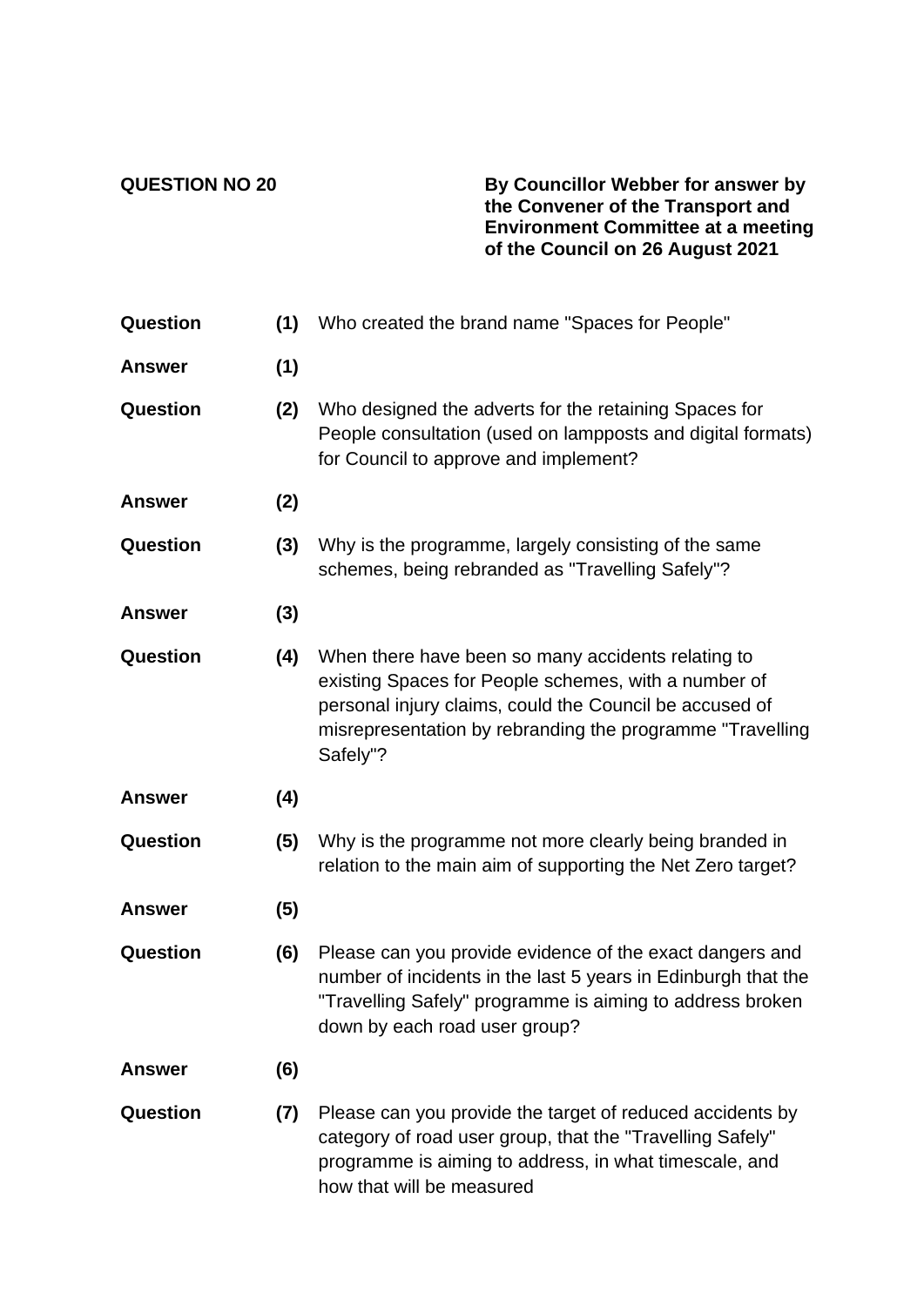**QUESTION NO 20**

**By Councillor Webber for answer by the Convener of the Transport and Environment Committee at a meeting of the Council on 26 August 2021**

| | | |
|---|---|---|
| **Question** | **(1)** | Who created the brand name "Spaces for People" |
| **Answer** | **(1)** | |
| **Question** | **(2)** | Who designed the adverts for the retaining Spaces for People consultation (used on lampposts and digital formats) for Council to approve and implement? |
| **Answer** | **(2)** | |
| **Question** | **(3)** | Why is the programme, largely consisting of the same schemes, being rebranded as "Travelling Safely"? |
| **Answer** | **(3)** | |
| **Question** | **(4)** | When there have been so many accidents relating to existing Spaces for People schemes, with a number of personal injury claims, could the Council be accused of misrepresentation by rebranding the programme "Travelling Safely"? |
| **Answer** | **(4)** | |
| **Question** | **(5)** | Why is the programme not more clearly being branded in relation to the main aim of supporting the Net Zero target? |
| **Answer** | **(5)** | |
| **Question** | **(6)** | Please can you provide evidence of the exact dangers and number of incidents in the last 5 years in Edinburgh that the "Travelling Safely" programme is aiming to address broken down by each road user group? |
| **Answer** | **(6)** | |
| **Question** | **(7)** | Please can you provide the target of reduced accidents by category of road user group, that the "Travelling Safely" programme is aiming to address, in what timescale, and how that will be measured |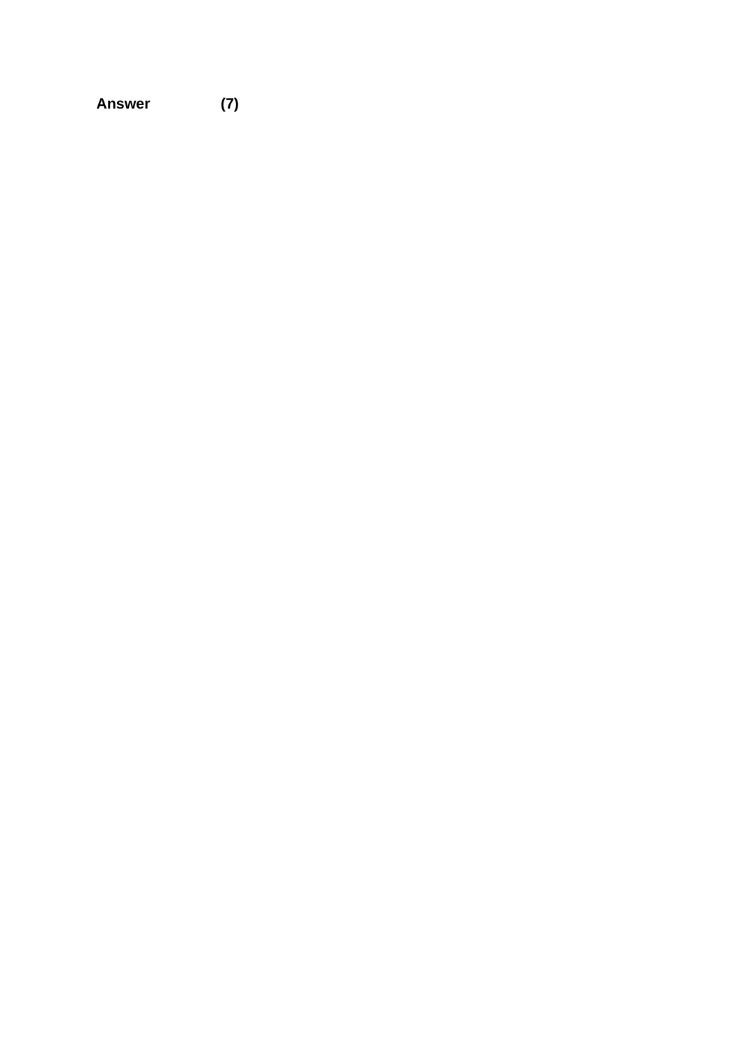**Answer** **(7)**